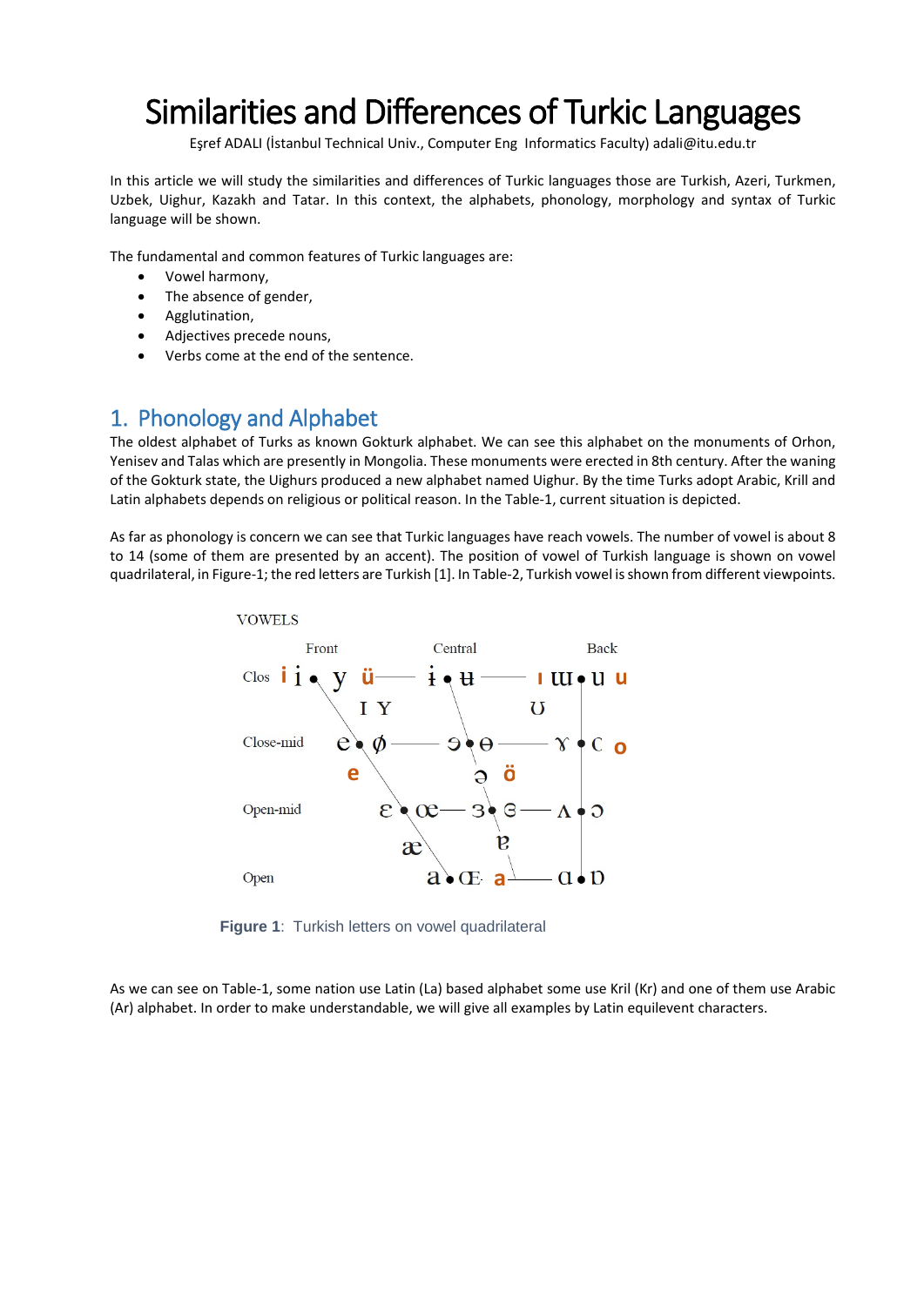# Similarities and Differences of Turkic Languages

Eşref ADALI (İstanbul Technical Univ., Computer Eng Informatics Faculty) adali@itu.edu.tr

In this article we will study the similarities and differences of Turkic languages those are Turkish, Azeri, Turkmen, Uzbek, Uighur, Kazakh and Tatar. In this context, the alphabets, phonology, morphology and syntax of Turkic language will be shown.

The fundamental and common features of Turkic languages are:

- Vowel harmony,
- The absence of gender,
- Agglutination,
- Adjectives precede nouns,
- Verbs come at the end of the sentence.

## 1. Phonology and Alphabet

The oldest alphabet of Turks as known Gokturk alphabet. We can see this alphabet on the monuments of Orhon, Yenisev and Talas which are presently in Mongolia. These monuments were erected in 8th century. After the waning of the Gokturk state, the Uighurs produced a new alphabet named Uighur. By the time Turks adopt Arabic, Krill and Latin alphabets depends on religious or political reason. In the Table-1, current situation is depicted.

As far as phonology is concern we can see that Turkic languages have reach vowels. The number of vowel is about 8 to 14 (some of them are presented by an accent). The position of vowel of Turkish language is shown on vowel quadrilateral, in Figure-1; the red letters are Turkish [1]. In Table-2, Turkish vowel is shown from different viewpoints.

VOWELS

| | Front | Central | Back |
|---|---|---|---|
| Clos | i i • y ü | ɨ • ʉ | ı ɯ • u u |
| | ɪ ʏ | | ʊ |
| Close-mid | e • ø | ɘ • ɵ | ɤ • c o |
| | e | ə ö | |
| Open-mid | ɛ • œ | ɜ • ɞ | ʌ • ɔ |
| | æ | ɐ | |
| Open | a • ɶ a | | ɑ • ɒ |

**Figure 1**: Turkish letters on vowel quadrilateral

As we can see on Table-1, some nation use Latin (La) based alphabet some use Kril (Kr) and one of them use Arabic (Ar) alphabet. In order to make understandable, we will give all examples by Latin equilevent characters.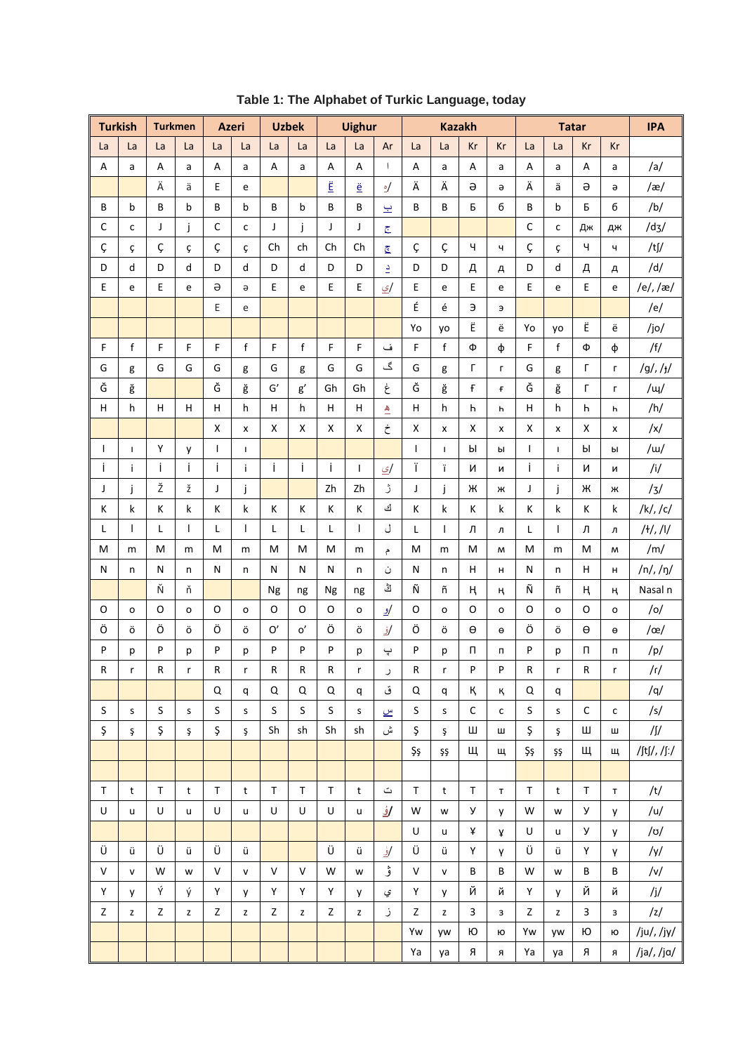**Table 1: The Alphabet of Turkic Language, today**

| Turkish | | Turkmen | | Azeri | | Uzbek | | Uighur | | | Kazakh | | | | Tatar | | | | IPA |
|---|---|---|---|---|---|---|---|---|---|---|---|---|---|---|---|---|---|---|---|
| La | La | La | La | La | La | La | La | La | La | Ar | La | La | Kr | Kr | La | La | Kr | Kr | |
| A | a | A | a | A | a | A | a | A | A | ا | A | a | A | a | A | a | A | a | /a/ |
| | | Ä | ä | E | e | | | Ë | ë | ە/ | Ä | Ä | Ә | ә | Ä | ä | Ә | ә | /æ/ |
| B | b | B | b | B | b | B | b | B | B | ب | B | B | Б | б | B | b | Б | б | /b/ |
| C | c | J | j | C | c | J | j | J | J | ج | | | | | C | c | Дж | дж | /dʒ/ |
| Ç | ç | Ç | ç | Ç | ç | Ch | ch | Ch | Ch | چ | Ç | Ç | Ч | ч | Ç | ç | Ч | ч | /tʃ/ |
| D | d | D | d | D | d | D | d | D | D | د | D | D | Д | д | D | d | Д | д | /d/ |
| E | e | E | e | Ə | ə | E | e | E | E | ې/ | E | e | E | e | E | e | E | e | /e/, /æ/ |
| | | | | E | e | | | | | | É | é | Э | э | | | | | /e/ |
| | | | | | | | | | | | Yo | yo | Ë | ë | Yo | yo | Ë | ë | /jo/ |
| F | f | F | F | F | f | F | f | F | F | ف | F | f | Ф | ф | F | f | Ф | ф | /f/ |
| G | g | G | G | G | g | G | g | G | G | گ | G | g | Г | г | G | g | Г | г | /g/, /ɟ/ |
| Ğ | ğ | | | Ğ | ğ | G′ | g′ | Gh | Gh | غ | Ğ | ğ | Ғ | ғ | Ğ | ğ | Г | г | /ɰ/ |
| H | h | H | H | H | h | H | h | H | H | ھ | H | h | Һ | һ | H | h | Һ | һ | /h/ |
| | | | | X | x | X | X | X | X | خ | X | x | X | x | X | x | X | x | /x/ |
| I | ı | Y | y | I | ı | | | | | | I | ı | Ы | ы | I | ı | Ы | ы | /ɯ/ |
| İ | i | İ | İ | İ | i | İ | İ | İ | I | ى/ | Ï | ï | И | и | İ | i | И | и | /i/ |
| J | j | Ž | ž | J | j | | | Zh | Zh | ژ | J | j | Ж | ж | J | j | Ж | ж | /ʒ/ |
| K | k | K | k | K | k | K | K | K | K | ك | K | k | K | k | K | k | K | k | /k/, /c/ |
| L | l | L | l | L | l | L | L | L | l | ل | L | l | Л | л | L | l | Л | л | /ɫ/, /l/ |
| M | m | M | m | M | m | M | M | M | m | م | M | m | M | м | M | m | M | м | /m/ |
| N | n | N | n | N | n | N | N | N | n | ن | N | n | Н | н | N | n | Н | н | /n/, /ŋ/ |
| | | Ň | ň | | | Ng | ng | Ng | ng | ڭ | Ñ | ñ | Ң | ң | Ñ | ñ | Ң | ң | Nasal n |
| O | o | O | o | O | o | O | O | O | o | و/ | O | o | O | o | O | o | O | o | /o/ |
| Ö | ö | Ö | ö | Ö | ö | O′ | o′ | Ö | ö | ۆ/ | Ö | ö | Ө | ө | Ö | ö | Ө | ө | /œ/ |
| P | p | P | p | P | p | P | P | P | p | پ | P | p | П | п | P | p | П | п | /p/ |
| R | r | R | r | R | r | R | R | R | r | ر | R | r | P | P | R | r | R | r | /r/ |
| | | | | Q | q | Q | Q | Q | q | ق | Q | q | Қ | қ | Q | q | | | /q/ |
| S | s | S | s | S | s | S | S | S | s | س | S | s | C | c | S | s | C | c | /s/ |
| Ş | ş | Ş | ş | Ş | ş | Sh | sh | Sh | sh | ش | Ş | ş | Ш | ш | Ş | ş | Ш | ш | /ʃ/ |
| | | | | | | | | | | | Şş | şş | Щ | щ | Şş | şş | Щ | щ | /ʃtʃ/, /ʃː/ |
| | | | | | | | | | | | | | | | | | | | |
| T | t | T | t | T | t | T | T | T | t | ت | T | t | T | т | T | t | T | т | /t/ |
| U | u | U | u | U | u | U | U | U | u | ۇ/ | W | w | У | у | W | w | У | у | /u/ |
| | | | | | | | | | | | U | u | Ұ | ұ | U | u | У | у | /ʊ/ |
| Ü | ü | Ü | ü | Ü | ü | | | Ü | ü | ۈ/ | Ü | ü | Y | Y | Ü | ü | Y | Y | /y/ |
| V | v | W | w | V | v | V | V | W | w | ۋ | V | v | B | B | W | w | B | B | /v/ |
| Y | y | Ý | ý | Y | y | Y | Y | Y | y | ي | Y | y | Й | й | Y | y | Й | й | /j/ |
| Z | z | Z | z | Z | z | Z | z | Z | z | ز | Z | z | З | з | Z | z | З | з | /z/ |
| | | | | | | | | | | | Yw | yw | Ю | ю | Yw | yw | Ю | ю | /ju/, /jy/ |
| | | | | | | | | | | | Ya | ya | Я | я | Ya | ya | Я | я | /ja/, /jɑ/ |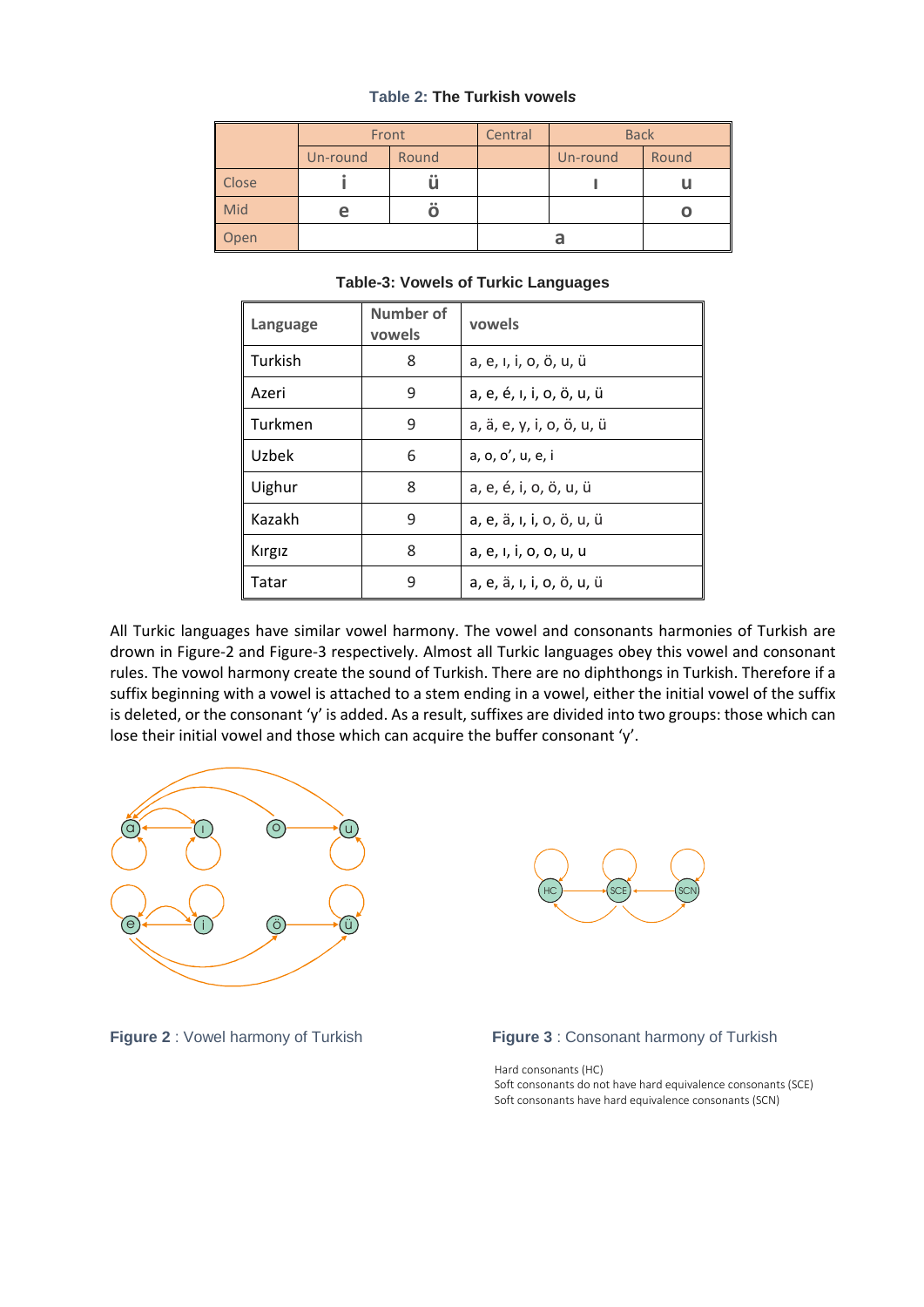**Table 2: The Turkish vowels**

| | Front | | Central | Back | |
|---|---|---|---|---|---|
| | Un-round | Round | | Un-round | Round |
| Close | i | ü | | ı | u |
| Mid | e | ö | | | o |
| Open | | | a | | |

**Table-3: Vowels of Turkic Languages**

| Language | Number of vowels | vowels |
|---|---|---|
| Turkish | 8 | a, e, ı, i, o, ö, u, ü |
| Azeri | 9 | a, e, é, ı, i, o, ö, u, ü |
| Turkmen | 9 | a, ä, e, y, i, o, ö, u, ü |
| Uzbek | 6 | a, o, o’, u, e, i |
| Uighur | 8 | a, e, é, i, o, ö, u, ü |
| Kazakh | 9 | a, e, ä, ı, i, o, ö, u, ü |
| Kırgız | 8 | a, e, ı, i, o, o, u, u |
| Tatar | 9 | a, e, ä, ı, i, o, ö, u, ü |

All Turkic languages have similar vowel harmony. The vowel and consonants harmonies of Turkish are drawn in Figure-2 and Figure-3 respectively. Almost all Turkic languages obey this vowel and consonant rules. The vowol harmony create the sound of Turkish. There are no diphthongs in Turkish. Therefore if a suffix beginning with a vowel is attached to a stem ending in a vowel, either the initial vowel of the suffix is deleted, or the consonant ‘y’ is added. As a result, suffixes are divided into two groups: those which can lose their initial vowel and those which can acquire the buffer consonant ‘y’.

**Figure 2** : Vowel harmony of Turkish

**Figure 3** : Consonant harmony of Turkish

Hard consonants (HC)
Soft consonants do not have hard equivalence consonants (SCE)
Soft consonants have hard equivalence consonants (SCN)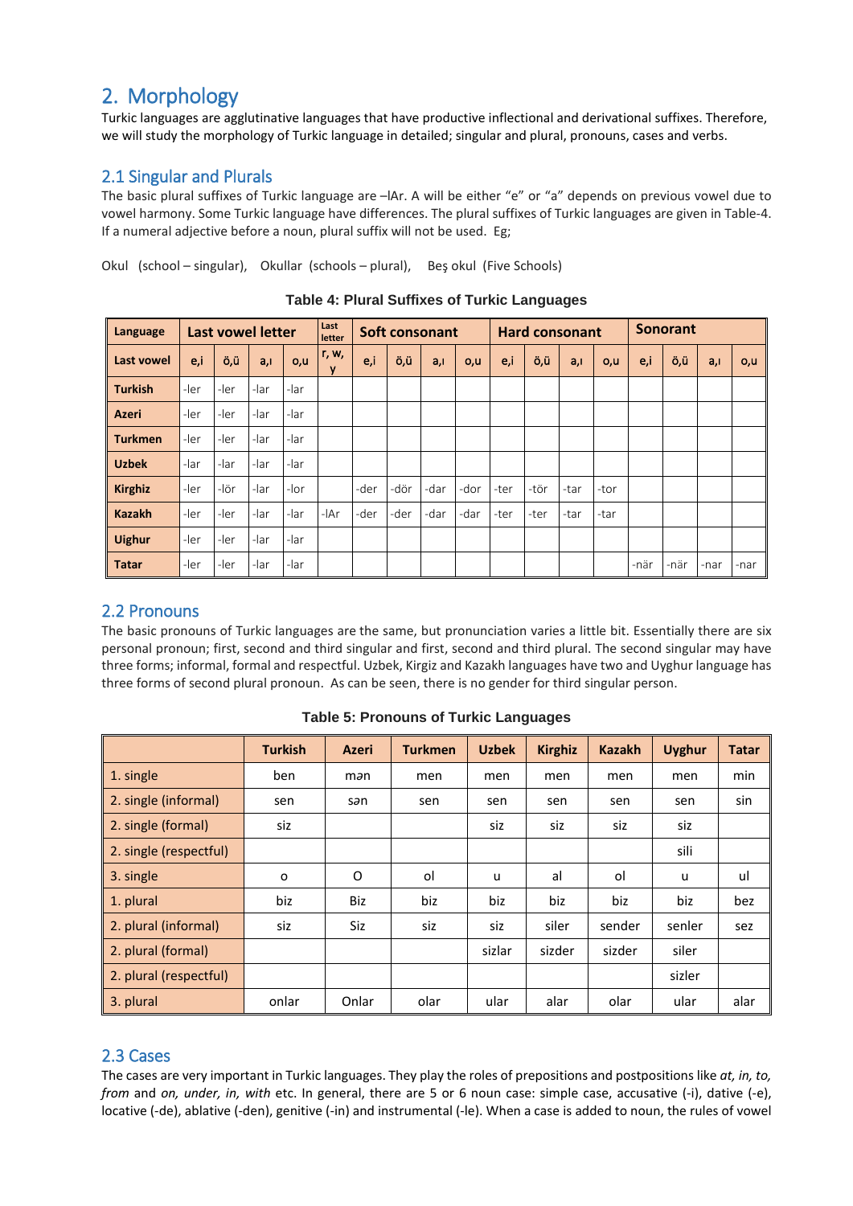## 2. Morphology

Turkic languages are agglutinative languages that have productive inflectional and derivational suffixes. Therefore, we will study the morphology of Turkic language in detailed; singular and plural, pronouns, cases and verbs.

### 2.1 Singular and Plurals

The basic plural suffixes of Turkic language are –lAr. A will be either "e" or "a" depends on previous vowel due to vowel harmony. Some Turkic language have differences. The plural suffixes of Turkic languages are given in Table-4. If a numeral adjective before a noun, plural suffix will not be used. Eg;

Okul (school – singular), Okullar (schools – plural), Beş okul (Five Schools)

**Table 4: Plural Suffixes of Turkic Languages**

| Language | Last vowel letter | | | | Last letter | Soft consonant | | | | Hard consonant | | | | Sonorant | | | |
|---|---|---|---|---|---|---|---|---|---|---|---|---|---|---|---|---|---|
| Last vowel | e,i | ö,ü | a,ı | o,u | r, w, y | e,i | ö,ü | a,ı | o,u | e,i | ö,ü | a,ı | o,u | e,i | ö,ü | a,ı | o,u |
| Turkish | -ler | -ler | -lar | -lar | | | | | | | | | | | | | |
| Azeri | -ler | -ler | -lar | -lar | | | | | | | | | | | | | |
| Turkmen | -ler | -ler | -lar | -lar | | | | | | | | | | | | | |
| Uzbek | -lar | -lar | -lar | -lar | | | | | | | | | | | | | |
| Kirghiz | -ler | -lör | -lar | -lor | | -der | -dör | -dar | -dor | -ter | -tör | -tar | -tor | | | | |
| Kazakh | -ler | -ler | -lar | -lar | -lAr | -der | -der | -dar | -dar | -ter | -ter | -tar | -tar | | | | |
| Uighur | -ler | -ler | -lar | -lar | | | | | | | | | | | | | |
| Tatar | -ler | -ler | -lar | -lar | | | | | | | | | | -när | -när | -nar | -nar |

### 2.2 Pronouns

The basic pronouns of Turkic languages are the same, but pronunciation varies a little bit. Essentially there are six personal pronoun; first, second and third singular and first, second and third plural. The second singular may have three forms; informal, formal and respectful. Uzbek, Kirgiz and Kazakh languages have two and Uyghur language has three forms of second plural pronoun. As can be seen, there is no gender for third singular person.

**Table 5: Pronouns of Turkic Languages**

| | Turkish | Azeri | Turkmen | Uzbek | Kirghiz | Kazakh | Uyghur | Tatar |
|---|---|---|---|---|---|---|---|---|
| 1. single | ben | mən | men | men | men | men | men | min |
| 2. single (informal) | sen | sən | sen | sen | sen | sen | sen | sin |
| 2. single (formal) | siz | | | siz | siz | siz | siz | |
| 2. single (respectful) | | | | | | | sili | |
| 3. single | o | O | ol | u | al | ol | u | ul |
| 1. plural | biz | Biz | biz | biz | biz | biz | biz | bez |
| 2. plural (informal) | siz | Siz | siz | siz | siler | sender | senler | sez |
| 2. plural (formal) | | | | sizlar | sizder | sizder | siler | |
| 2. plural (respectful) | | | | | | | sizler | |
| 3. plural | onlar | Onlar | olar | ular | alar | olar | ular | alar |

### 2.3 Cases

The cases are very important in Turkic languages. They play the roles of prepositions and postpositions like *at, in, to, from* and *on, under, in, with* etc. In general, there are 5 or 6 noun case: simple case, accusative (-i), dative (-e), locative (-de), ablative (-den), genitive (-in) and instrumental (-le). When a case is added to noun, the rules of vowel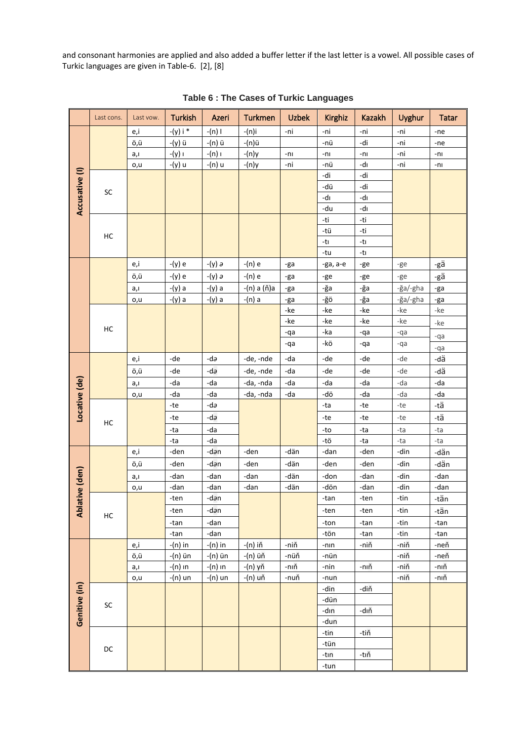and consonant harmonies are applied and also added a buffer letter if the last letter is a vowel. All possible cases of Turkic languages are given in Table-6. [2], [8]

**Table 6 : The Cases of Turkic Languages**

| | Last cons. | Last vow. | Turkish | Azeri | Turkmen | Uzbek | Kirghiz | Kazakh | Uyghur | Tatar |
|---|---|---|---|---|---|---|---|---|---|---|
| Accusative (I) | | e,i | -(y) i * | -(n) I | -(n)i | -ni | -ni | -ni | -ni | -ne |
| | | ö,ü | -(y) ü | -(n) ü | -(n)ü | | -nü | -di | -ni | -ne |
| | | a,ı | -(y) ı | -(n) ı | -(n)y | -nı | -nı | -nı | -ni | -nı |
| | | o,u | -(y) u | -(n) u | -(n)y | -ni | -nü | -dı | -ni | -nı |
| | SC | | | | | | -di | -di | | |
| | | | | | | | -dü | -di | | |
| | | | | | | | -dı | -dı | | |
| | | | | | | | -du | -dı | | |
| | HC | | | | | | -ti | -ti | | |
| | | | | | | | -tü | -ti | | |
| | | | | | | | -tı | -tı | | |
| | | | | | | | -tu | -tı | | |
| | | e,i | -(y) e | -(y) ə | -(n) e | -ga | -ga, a-e | -ge | -ge | -gä |
| | | ö,ü | -(y) e | -(y) ə | -(n) e | -ga | -ge | -ge | -ge | -gä |
| | | a,ı | -(y) a | -(y) a | -(n) a (ň)a | -ga | -ğa | -ğa | -ğa/-gha | -ga |
| | | o,u | -(y) a | -(y) a | -(n) a | -ga | -ğö | -ğa | -ğa/-gha | -ga |
| | HC | | | | | -ke | -ke | -ke | -ke | -ke |
| | | | | | | -ke | -ke | -ke | -ke | -ke |
| | | | | | | -qa | -ka | -qa | -qa | -qa |
| | | | | | | -qa | -kö | -qa | -qa | -qa |
| Locative (de) | | e,i | -de | -də | -de, -nde | -da | -de | -de | -de | -dä |
| | | ö,ü | -de | -də | -de, -nde | -da | -de | -de | -de | -dä |
| | | a,ı | -da | -da | -da, -nda | -da | -da | -da | -da | -da |
| | | o,u | -da | -da | -da, -nda | -da | -dö | -da | -da | -da |
| | HC | | -te | -də | | | -ta | -te | -te | -tä |
| | | | -te | -də | | | -te | -te | -te | -tä |
| | | | -ta | -da | | | -to | -ta | -ta | -ta |
| | | | -ta | -da | | | -tö | -ta | -ta | -ta |
| Ablative (den) | | e,i | -den | -dən | -den | -dän | -dan | -den | -din | -dän |
| | | ö,ü | -den | -dən | -den | -dän | -den | -den | -din | -dän |
| | | a,ı | -dan | -dan | -dan | -dän | -don | -dan | -din | -dan |
| | | o,u | -dan | -dan | -dan | -dän | -dön | -dan | -din | -dan |
| | HC | | -ten | -dən | | | -tan | -ten | -tin | -tän |
| | | | -ten | -dən | | | -ten | -ten | -tin | -tän |
| | | | -tan | -dan | | | -ton | -tan | -tin | -tan |
| | | | -tan | -dan | | | -tön | -tan | -tin | -tan |
| Genitive (in) | | e,i | -(n) in | -(n) in | -(n) iň | -niň | -nın | -niň | -niň | -neň |
| | | ö,ü | -(n) ün | -(n) ün | -(n) üň | -nüň | -nün | | -niň | -neň |
| | | a,ı | -(n) ın | -(n) ın | -(n) yň | -nıň | -nin | -nıň | -niň | -nıň |
| | | o,u | -(n) un | -(n) un | -(n) uň | -nuň | -nun | | -niň | -nıň |
| | SC | | | | | | -din | -diň | | |
| | | | | | | | -dün | | | |
| | | | | | | | -dın | -dıň | | |
| | | | | | | | -dun | | | |
| | DC | | | | | | -tin | -tiň | | |
| | | | | | | | -tün | | | |
| | | | | | | | -tın | -tıň | | |
| | | | | | | | -tun | | | |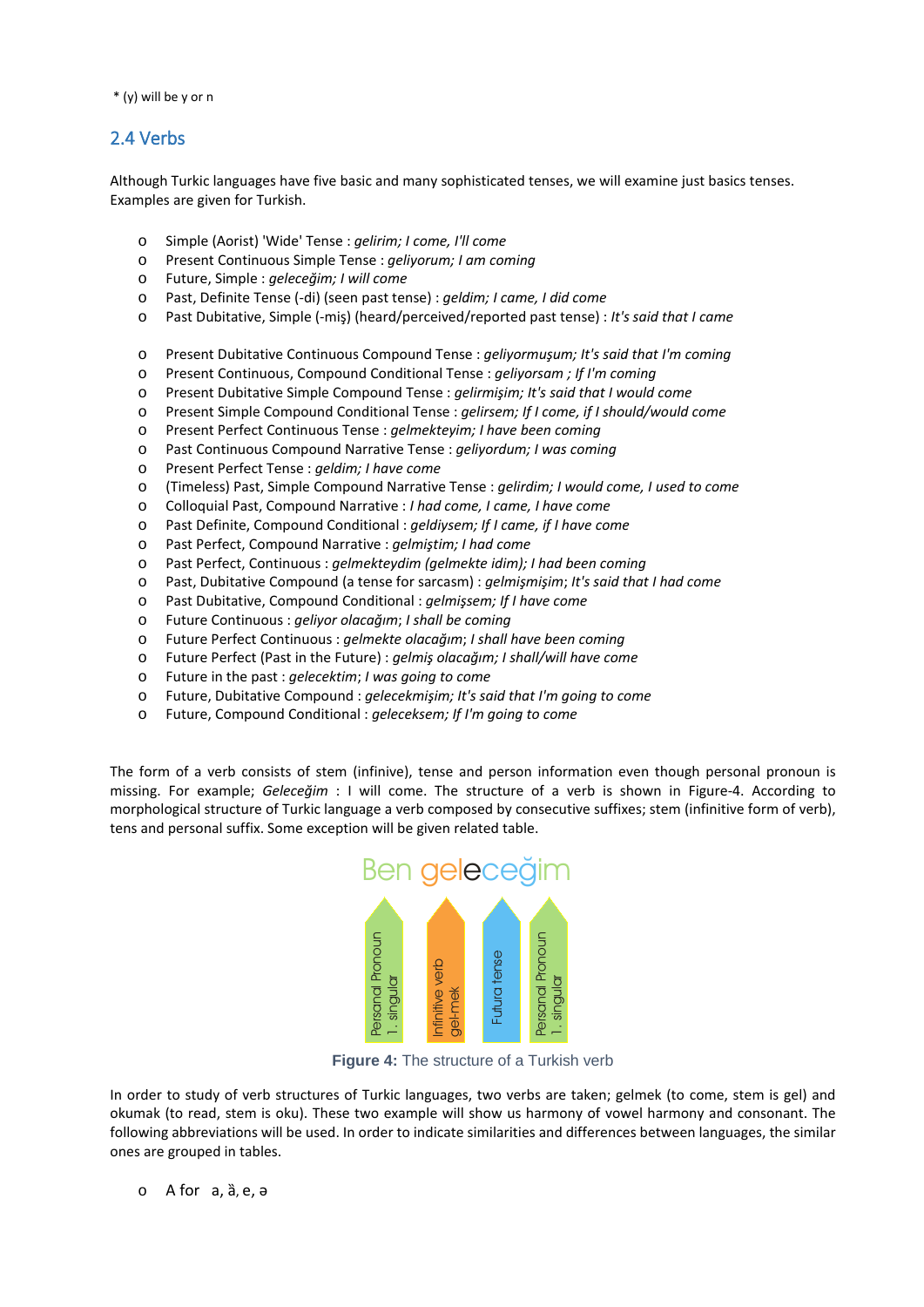* (y) will be y or n

## 2.4 Verbs

Although Turkic languages have five basic and many sophisticated tenses, we will examine just basics tenses. Examples are given for Turkish.

- Simple (Aorist) 'Wide' Tense : *gelirim; I come, I'll come*
- Present Continuous Simple Tense : *geliyorum; I am coming*
- Future, Simple : *geleceğim; I will come*
- Past, Definite Tense (-di) (seen past tense) : *geldim; I came, I did come*
- Past Dubitative, Simple (-miş) (heard/perceived/reported past tense) : *It's said that I came*

- Present Dubitative Continuous Compound Tense : *geliyormuşum; It's said that I'm coming*
- Present Continuous, Compound Conditional Tense : *geliyorsam ; If I'm coming*
- Present Dubitative Simple Compound Tense : *gelirmişim; It's said that I would come*
- Present Simple Compound Conditional Tense : *gelirsem; If I come, if I should/would come*
- Present Perfect Continuous Tense : *gelmekteyim; I have been coming*
- Past Continuous Compound Narrative Tense : *geliyordum; I was coming*
- Present Perfect Tense : *geldim; I have come*
- (Timeless) Past, Simple Compound Narrative Tense : *gelirdim; I would come, I used to come*
- Colloquial Past, Compound Narrative : *I had come, I came, I have come*
- Past Definite, Compound Conditional : *geldiysem; If I came, if I have come*
- Past Perfect, Compound Narrative : *gelmiştim; I had come*
- Past Perfect, Continuous : *gelmekteydim (gelmekte idim); I had been coming*
- Past, Dubitative Compound (a tense for sarcasm) : *gelmişmişim*; *It's said that I had come*
- Past Dubitative, Compound Conditional : *gelmişsem; If I have come*
- Future Continuous : *geliyor olacağım*; *I shall be coming*
- Future Perfect Continuous : *gelmekte olacağım*; *I shall have been coming*
- Future Perfect (Past in the Future) : *gelmiş olacağım; I shall/will have come*
- Future in the past : *gelecektim*; *I was going to come*
- Future, Dubitative Compound : *gelecekmişim; It's said that I'm going to come*
- Future, Compound Conditional : *geleceksem; If I'm going to come*

The form of a verb consists of stem (infinive), tense and person information even though personal pronoun is missing. For example; *Geleceğim* : I will come. The structure of a verb is shown in Figure-4. According to morphological structure of Turkic language a verb composed by consecutive suffixes; stem (infinitive form of verb), tens and personal suffix. Some exception will be given related table.

Ben geleceğim

Persanal Pronoun 1. singular | Infinitive verb gel-mek | Futura tense | Persanal Pronoun 1. singular

**Figure 4:** The structure of a Turkish verb

In order to study of verb structures of Turkic languages, two verbs are taken; gelmek (to come, stem is gel) and okumak (to read, stem is oku). These two example will show us harmony of vowel harmony and consonant. The following abbreviations will be used. In order to indicate similarities and differences between languages, the similar ones are grouped in tables.

- A for a, ӓ, e, ə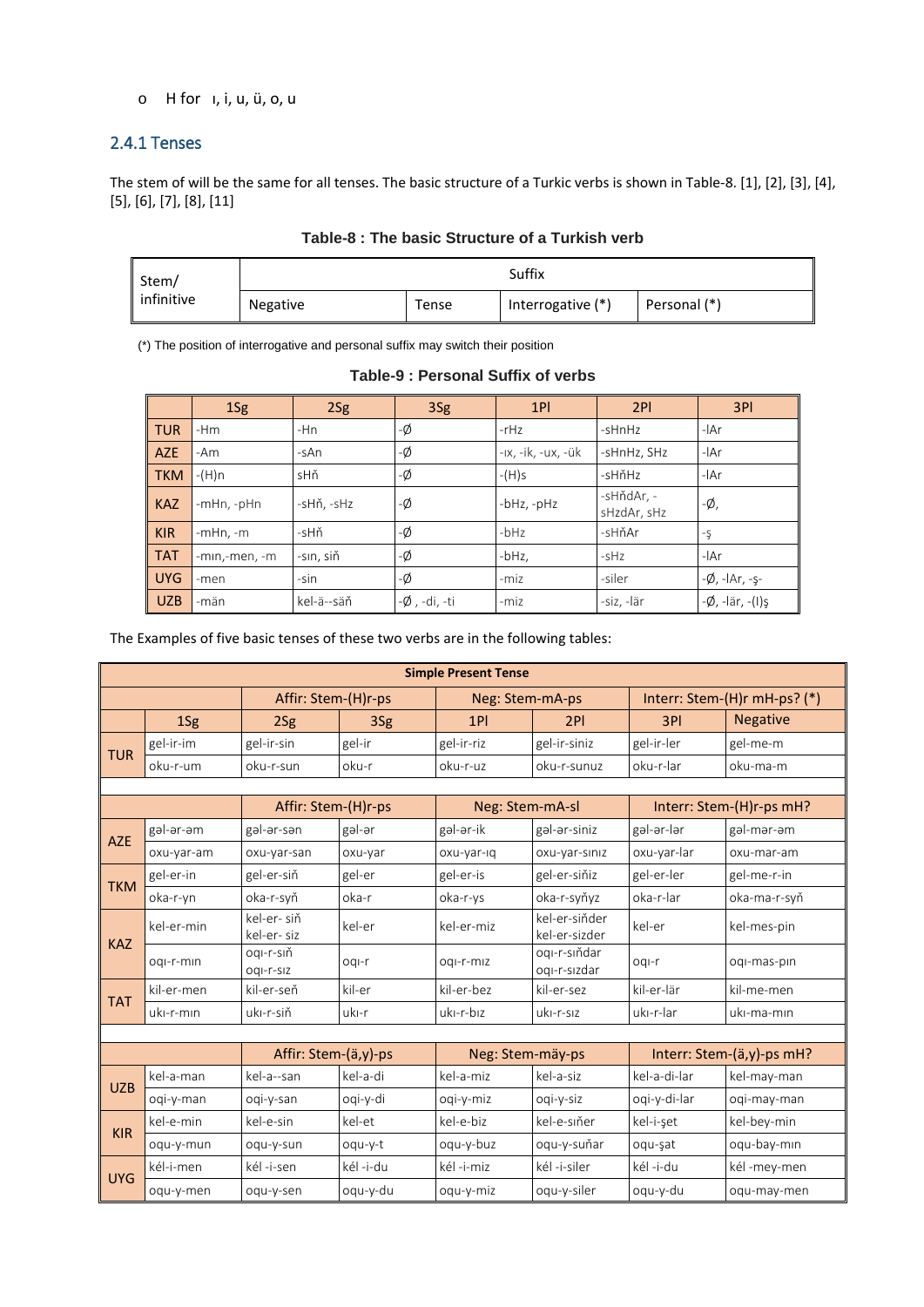- H for ı, i, u, ü, o, u

### 2.4.1 Tenses

The stem of will be the same for all tenses. The basic structure of a Turkic verbs is shown in Table-8. [1], [2], [3], [4], [5], [6], [7], [8], [11]

**Table-8 : The basic Structure of a Turkish verb**

| Stem/ infinitive | Suffix | | | |
|---|---|---|---|---|
| | Negative | Tense | Interrogative (*) | Personal (*) |

(*) The position of interrogative and personal suffix may switch their position

**Table-9 : Personal Suffix of verbs**

| | 1Sg | 2Sg | 3Sg | 1Pl | 2Pl | 3Pl |
|---|---|---|---|---|---|---|
| TUR | -Hm | -Hn | -Ø | -rHz | -sHnHz | -lAr |
| AZE | -Am | -sAn | -Ø | -ıx, -ik, -ux, -ük | -sHnHz, SHz | -lAr |
| TKM | -(H)n | sHň | -Ø | -(H)s | -sHňHz | -lAr |
| KAZ | -mHn, -pHn | -sHň, -sHz | -Ø | -bHz, -pHz | -sHňdAr, -sHzdAr, sHz | -Ø, |
| KIR | -mHn, -m | -sHň | -Ø | -bHz | -sHňAr | -ş |
| TAT | -mın,-men, -m | -sın, siň | -Ø | -bHz, | -sHz | -lAr |
| UYG | -men | -sin | -Ø | -miz | -siler | -Ø, -lAr, -ş- |
| UZB | -män | kel-ä--säň | -Ø , -di, -ti | -miz | -siz, -lär | -Ø, -lär, -(I)ş |

The Examples of five basic tenses of these two verbs are in the following tables:

| **Simple Present Tense** | | | | | | | |
|---|---|---|---|---|---|---|---|
| | | Affir: Stem-(H)r-ps | | Neg: Stem-mA-ps | | Interr: Stem-(H)r mH-ps? (*) | |
| | 1Sg | 2Sg | 3Sg | 1Pl | 2Pl | 3Pl | Negative |
| TUR | gel-ir-im | gel-ir-sin | gel-ir | gel-ir-riz | gel-ir-siniz | gel-ir-ler | gel-me-m |
| | oku-r-um | oku-r-sun | oku-r | oku-r-uz | oku-r-sunuz | oku-r-lar | oku-ma-m |
| | | | | | | | |
| | | Affir: Stem-(H)r-ps | | Neg: Stem-mA-sl | | Interr: Stem-(H)r-ps mH? | |
| AZE | gəl-ər-əm | gəl-ər-sən | gəl-ər | gəl-ər-ik | gəl-ər-siniz | gəl-ər-lər | gəl-mər-əm |
| | oxu-yar-am | oxu-yar-san | oxu-yar | oxu-yar-ıq | oxu-yar-sınız | oxu-yar-lar | oxu-mar-am |
| TKM | gel-er-in | gel-er-siň | gel-er | gel-er-is | gel-er-siňiz | gel-er-ler | gel-me-r-in |
| | oka-r-yn | oka-r-syň | oka-r | oka-r-ys | oka-r-syňyz | oka-r-lar | oka-ma-r-syň |
| KAZ | kel-er-min | kel-er- siň kel-er- siz | kel-er | kel-er-miz | kel-er-siňder kel-er-sizder | kel-er | kel-mes-pin |
| | oqı-r-mın | oqı-r-sıň oqı-r-sız | oqı-r | oqı-r-mız | oqı-r-sıňdar oqı-r-sızdar | oqı-r | oqı-mas-pın |
| TAT | kil-er-men | kil-er-seň | kil-er | kil-er-bez | kil-er-sez | kil-er-lär | kil-me-men |
| | ukı-r-mın | ukı-r-siň | ukı-r | ukı-r-bız | ukı-r-sız | ukı-r-lar | ukı-ma-mın |
| | | | | | | | |
| | | Affir: Stem-(ä,y)-ps | | Neg: Stem-mäy-ps | | Interr: Stem-(ä,y)-ps mH? | |
| UZB | kel-a-man | kel-a--san | kel-a-di | kel-a-miz | kel-a-siz | kel-a-di-lar | kel-may-man |
| | oqi-y-man | oqi-y-san | oqi-y-di | oqi-y-miz | oqi-y-siz | oqi-y-di-lar | oqi-may-man |
| KIR | kel-e-min | kel-e-sin | kel-et | kel-e-biz | kel-e-siňer | kel-i-şet | kel-bey-min |
| | oqu-y-mun | oqu-y-sun | oqu-y-t | oqu-y-buz | oqu-y-suňar | oqu-şat | oqu-bay-mın |
| UYG | kél-i-men | kél -i-sen | kél -i-du | kél -i-miz | kél -i-siler | kél -i-du | kél -mey-men |
| | oqu-y-men | oqu-y-sen | oqu-y-du | oqu-y-miz | oqu-y-siler | oqu-y-du | oqu-may-men |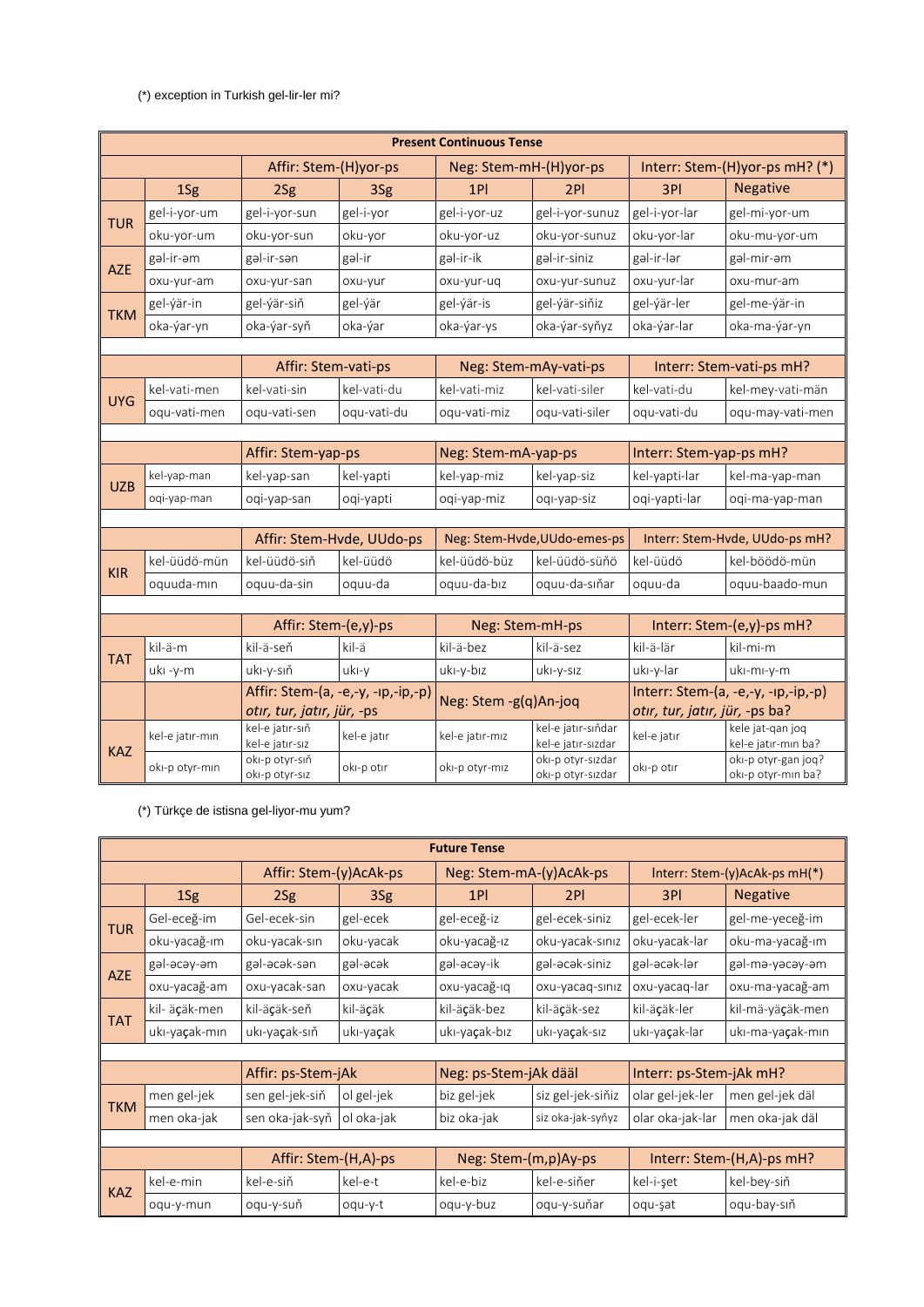(*) exception in Turkish gel-lir-ler mi?

| Present Continuous Tense | | | | | | | |
|---|---|---|---|---|---|---|---|
| | | Affir: Stem-(H)yor-ps | | Neg: Stem-mH-(H)yor-ps | | Interr: Stem-(H)yor-ps mH? (*) | |
| | 1Sg | 2Sg | 3Sg | 1Pl | 2Pl | 3Pl | Negative |
| TUR | gel-i-yor-um | gel-i-yor-sun | gel-i-yor | gel-i-yor-uz | gel-i-yor-sunuz | gel-i-yor-lar | gel-mi-yor-um |
| | oku-yor-um | oku-yor-sun | oku-yor | oku-yor-uz | oku-yor-sunuz | oku-yor-lar | oku-mu-yor-um |
| AZE | gəl-ir-əm | gəl-ir-sən | gəl-ir | gəl-ir-ik | gəl-ir-siniz | gəl-ir-lər | gəl-mir-əm |
| | oxu-yur-am | oxu-yur-san | oxu-yur | oxu-yur-uq | oxu-yur-sunuz | oxu-yur-lar | oxu-mur-am |
| TKM | gel-ýär-in | gel-ýär-siň | gel-ýär | gel-ýär-is | gel-ýär-siňiz | gel-ýär-ler | gel-me-ýär-in |
| | oka-ýar-yn | oka-ýar-syň | oka-ýar | oka-ýar-ys | oka-ýar-syňyz | oka-ýar-lar | oka-ma-ýar-yn |
| | | | | | | | |
| | | Affir: Stem-vati-ps | | Neg: Stem-mAy-vati-ps | | Interr: Stem-vati-ps mH? | |
| UYG | kel-vati-men | kel-vati-sin | kel-vati-du | kel-vati-miz | kel-vati-siler | kel-vati-du | kel-mey-vati-män |
| | oqu-vati-men | oqu-vati-sen | oqu-vati-du | oqu-vati-miz | oqu-vati-siler | oqu-vati-du | oqu-may-vati-men |
| | | | | | | | |
| | | Affir: Stem-yap-ps | | Neg: Stem-mA-yap-ps | | Interr: Stem-yap-ps mH? | |
| UZB | kel-yap-man | kel-yap-san | kel-yapti | kel-yap-miz | kel-yap-siz | kel-yapti-lar | kel-ma-yap-man |
| | oqi-yap-man | oqi-yap-san | oqi-yapti | oqi-yap-miz | oqı-yap-siz | oqi-yapti-lar | oqi-ma-yap-man |
| | | | | | | | |
| | | Affir: Stem-Hvde, UUdo-ps | | Neg: Stem-Hvde,UUdo-emes-ps | | Interr: Stem-Hvde, UUdo-ps mH? | |
| KIR | kel-üüdö-mün | kel-üüdö-siň | kel-üüdö | kel-üüdö-büz | kel-üüdö-süňö | kel-üüdö | kel-böödö-mün |
| | oquuda-mın | oquu-da-sin | oquu-da | oquu-da-bız | oquu-da-sıňar | oquu-da | oquu-baado-mun |
| | | | | | | | |
| | | Affir: Stem-(e,y)-ps | | Neg: Stem-mH-ps | | Interr: Stem-(e,y)-ps mH? | |
| TAT | kil-ä-m | kil-ä-seň | kil-ä | kil-ä-bez | kil-ä-sez | kil-ä-lär | kil-mi-m |
| | ukı -y-m | ukı-y-sıň | ukı-y | ukı-y-bız | ukı-y-sız | ukı-y-lar | ukı-mı-y-m |
| | | Affir: Stem-(a, -e,-y, -ıp,-ip,-p) *otır, tur, jatır, jür*, -ps | | Neg: Stem -g(q)An-joq | | Interr: Stem-(a, -e,-y, -ıp,-ip,-p) *otır, tur, jatır, jür*, -ps ba? | |
| KAZ | kel-e jatır-mın | kel-e jatır-sıň kel-e jatır-sız | kel-e jatır | kel-e jatır-mız | kel-e jatır-sıňdar kel-e jatır-sızdar | kel-e jatır | kele jat-qan joq kel-e jatır-mın ba? |
| | okı-p otyr-mın | okı-p otyr-sıň okı-p otyr-sız | okı-p otır | okı-p otyr-mız | okı-p otyr-sızdar okı-p otyr-sızdar | okı-p otır | okı-p otyr-gan joq? okı-p otyr-mın ba? |

(*) Türkçe de istisna gel-liyor-mu yum?

| Future Tense | | | | | | | |
|---|---|---|---|---|---|---|---|
| | | Affir: Stem-(y)AcAk-ps | | Neg: Stem-mA-(y)AcAk-ps | | Interr: Stem-(y)AcAk-ps mH(*) | |
| | 1Sg | 2Sg | 3Sg | 1Pl | 2Pl | 3Pl | Negative |
| TUR | Gel-eceğ-im | Gel-ecek-sin | gel-ecek | gel-eceğ-iz | gel-ecek-siniz | gel-ecek-ler | gel-me-yeceğ-im |
| | oku-yacağ-ım | oku-yacak-sın | oku-yacak | oku-yacağ-ız | oku-yacak-sınız | oku-yacak-lar | oku-ma-yacağ-ım |
| AZE | gəl-əcəy-əm | gəl-əcək-sən | gəl-əcək | gəl-əcəy-ik | gəl-əcək-siniz | gəl-əcək-lər | gəl-mə-yəcəy-əm |
| | oxu-yacağ-am | oxu-yacak-san | oxu-yacak | oxu-yacağ-ıq | oxu-yacaq-sınız | oxu-yacaq-lar | oxu-ma-yacağ-am |
| TAT | kil- äçäk-men | kil-äçäk-seň | kil-äçäk | kil-äçäk-bez | kil-äçäk-sez | kil-äçäk-ler | kil-mä-yäçäk-men |
| | ukı-yaçak-mın | ukı-yaçak-sıň | ukı-yaçak | ukı-yaçak-bız | ukı-yaçak-sız | ukı-yaçak-lar | ukı-ma-yaçak-mın |
| | | | | | | | |
| | | Affir: ps-Stem-jAk | | Neg: ps-Stem-jAk dääl | | Interr: ps-Stem-jAk mH? | |
| TKM | men gel-jek | sen gel-jek-siň | ol gel-jek | biz gel-jek | siz gel-jek-siňiz | olar gel-jek-ler | men gel-jek däl |
| | men oka-jak | sen oka-jak-syň | ol oka-jak | biz oka-jak | siz oka-jak-syňyz | olar oka-jak-lar | men oka-jak däl |
| | | | | | | | |
| | | Affir: Stem-(H,A)-ps | | Neg: Stem-(m,p)Ay-ps | | Interr: Stem-(H,A)-ps mH? | |
| KAZ | kel-e-min | kel-e-siň | kel-e-t | kel-e-biz | kel-e-siňer | kel-i-şet | kel-bey-siň |
| | oqu-y-mun | oqu-y-suň | oqu-y-t | oqu-y-buz | oqu-y-suňar | oqu-şat | oqu-bay-sıň |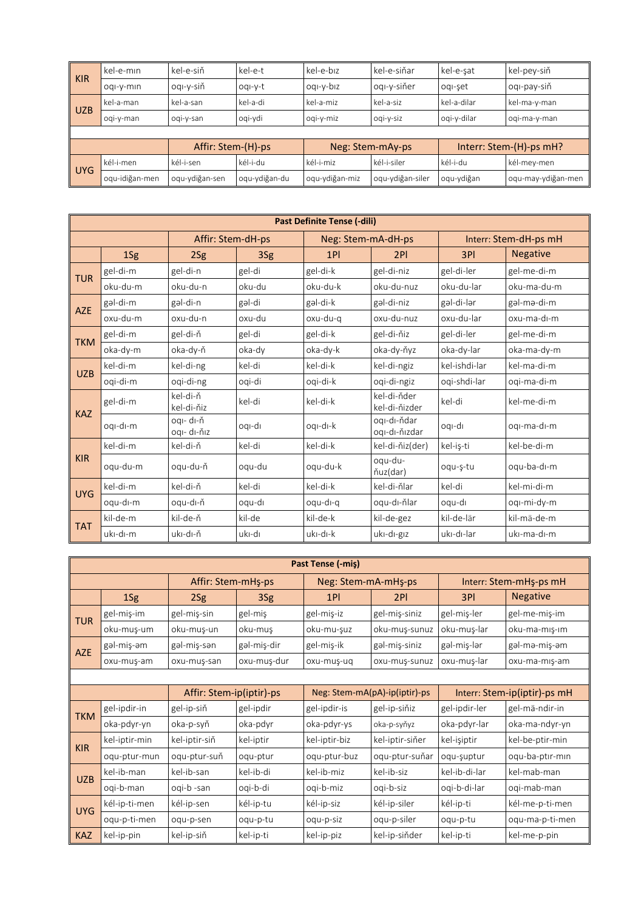| | | | | | | | |
|---|---|---|---|---|---|---|---|
| KIR | kel-e-mın | kel-e-siň | kel-e-t | kel-e-bız | kel-e-siňar | kel-e-şat | kel-pey-siň |
| | oqı-y-mın | oqı-y-siň | oqı-y-t | oqı-y-bız | oqı-y-siňer | oqı-şet | oqı-pay-siň |
| UZB | kel-a-man | kel-a-san | kel-a-di | kel-a-miz | kel-a-siz | kel-a-dilar | kel-ma-y-man |
| | oqi-y-man | oqi-y-san | oqi-ydi | oqi-y-miz | oqi-y-siz | oqi-y-dilar | oqi-ma-y-man |
| | | | | | | | |
| | Affir: Stem-(H)-ps | | | Neg: Stem-mAy-ps | | Interr: Stem-(H)-ps mH? | |
| UYG | kél-i-men | kél-i-sen | kél-i-du | kél-i-miz | kél-i-siler | kél-i-du | kél-mey-men |
| | oqu-idiğan-men | oqu-ydiğan-sen | oqu-ydiğan-du | oqu-ydiğan-miz | oqu-ydiğan-siler | oqu-ydiğan | oqu-may-ydiğan-men |

| Past Definite Tense (-dili) | | | | | | | |
|---|---|---|---|---|---|---|---|
| | | Affir: Stem-dH-ps | | Neg: Stem-mA-dH-ps | | Interr: Stem-dH-ps mH | |
| | 1Sg | 2Sg | 3Sg | 1Pl | 2Pl | 3Pl | Negative |
| TUR | gel-di-m | gel-di-n | gel-di | gel-di-k | gel-di-niz | gel-di-ler | gel-me-di-m |
| | oku-du-m | oku-du-n | oku-du | oku-du-k | oku-du-nuz | oku-du-lar | oku-ma-du-m |
| AZE | gəl-di-m | gəl-di-n | gəl-di | gəl-di-k | gəl-di-niz | gəl-di-lər | gəl-mə-di-m |
| | oxu-du-m | oxu-du-n | oxu-du | oxu-du-q | oxu-du-nuz | oxu-du-lar | oxu-ma-dı-m |
| TKM | gel-di-m | gel-di-ň | gel-di | gel-di-k | gel-di-ňiz | gel-di-ler | gel-me-di-m |
| | oka-dy-m | oka-dy-ň | oka-dy | oka-dy-k | oka-dy-ňyz | oka-dy-lar | oka-ma-dy-m |
| UZB | kel-di-m | kel-di-ng | kel-di | kel-di-k | kel-di-ngiz | kel-ishdi-lar | kel-ma-di-m |
| | oqi-di-m | oqi-di-ng | oqi-di | oqi-di-k | oqi-di-ngiz | oqi-shdi-lar | oqi-ma-di-m |
| KAZ | gel-di-m | kel-di-ň kel-di-ňiz | kel-di | kel-di-k | kel-di-ňder kel-di-ňizder | kel-di | kel-me-di-m |
| | oqı-dı-m | oqı- dı-ň oqı- dı-ňız | oqı-dı | oqı-dı-k | oqı-dı-ňdar oqı-dı-ňızdar | oqı-dı | oqı-ma-dı-m |
| KIR | kel-di-m | kel-di-ň | kel-di | kel-di-k | kel-di-ňiz(der) | kel-iş-ti | kel-be-di-m |
| | oqu-du-m | oqu-du-ň | oqu-du | oqu-du-k | oqu-du-ňuz(dar) | oqu-ş-tu | oqu-ba-dı-m |
| UYG | kel-di-m | kel-di-ň | kel-di | kel-di-k | kel-di-ňlar | kel-di | kel-mi-di-m |
| | oqu-dı-m | oqu-dı-ň | oqu-dı | oqu-dı-q | oqu-dı-ňlar | oqu-dı | oqı-mi-dy-m |
| TAT | kil-de-m | kil-de-ň | kil-de | kil-de-k | kil-de-gez | kil-de-lär | kil-mä-de-m |
| | ukı-dı-m | ukı-dı-ň | ukı-dı | ukı-dı-k | ukı-dı-gız | ukı-dı-lar | ukı-ma-dı-m |

| Past Tense (-miş) | | | | | | | |
|---|---|---|---|---|---|---|---|
| | | Affir: Stem-mHş-ps | | Neg: Stem-mA-mHş-ps | | Interr: Stem-mHş-ps mH | |
| | 1Sg | 2Sg | 3Sg | 1Pl | 2Pl | 3Pl | Negative |
| TUR | gel-miş-im | gel-miş-sin | gel-miş | gel-miş-iz | gel-miş-siniz | gel-miş-ler | gel-me-miş-im |
| | oku-muş-um | oku-muş-un | oku-muş | oku-mu-şuz | oku-muş-sunuz | oku-muş-lar | oku-ma-mış-ım |
| AZE | gəl-miş-əm | gəl-miş-sən | gəl-miş-dir | gel-miş-ik | gəl-miş-siniz | gəl-miş-lər | gəl-mə-miş-əm |
| | oxu-muş-am | oxu-muş-san | oxu-muş-dur | oxu-muş-uq | oxu-muş-sunuz | oxu-muş-lar | oxu-ma-mış-am |
| | | | | | | | |
| | | Affir: Stem-ip(iptir)-ps | | Neg: Stem-mA(pA)-ip(iptir)-ps | | Interr: Stem-ip(iptir)-ps mH | |
| TKM | gel-ipdir-in | gel-ip-siň | gel-ipdir | gel-ipdir-is | gel-ip-siňiz | gel-ipdir-ler | gel-mä-ndir-in |
| | oka-pdyr-yn | oka-p-syň | oka-pdyr | oka-pdyr-ys | oka-p-syňyz | oka-pdyr-lar | oka-ma-ndyr-yn |
| KIR | kel-iptir-min | kel-iptir-siň | kel-iptir | kel-iptir-biz | kel-iptir-siňer | kel-işiptir | kel-be-ptir-min |
| | oqu-ptur-mun | oqu-ptur-suň | oqu-ptur | oqu-ptur-buz | oqu-ptur-suňar | oqu-şuptur | oqu-ba-ptır-mın |
| UZB | kel-ib-man | kel-ib-san | kel-ib-di | kel-ib-miz | kel-ib-siz | kel-ib-di-lar | kel-mab-man |
| | oqi-b-man | oqi-b -san | oqi-b-di | oqi-b-miz | oqi-b-siz | oqi-b-di-lar | oqi-mab-man |
| UYG | kél-ip-ti-men | kél-ip-sen | kél-ip-tu | kél-ip-siz | kél-ip-siler | kél-ip-ti | kél-me-p-ti-men |
| | oqu-p-ti-men | oqu-p-sen | oqu-p-tu | oqu-p-siz | oqu-p-siler | oqu-p-tu | oqu-ma-p-ti-men |
| KAZ | kel-ip-pin | kel-ip-siň | kel-ip-ti | kel-ip-piz | kel-ip-siňder | kel-ip-ti | kel-me-p-pin |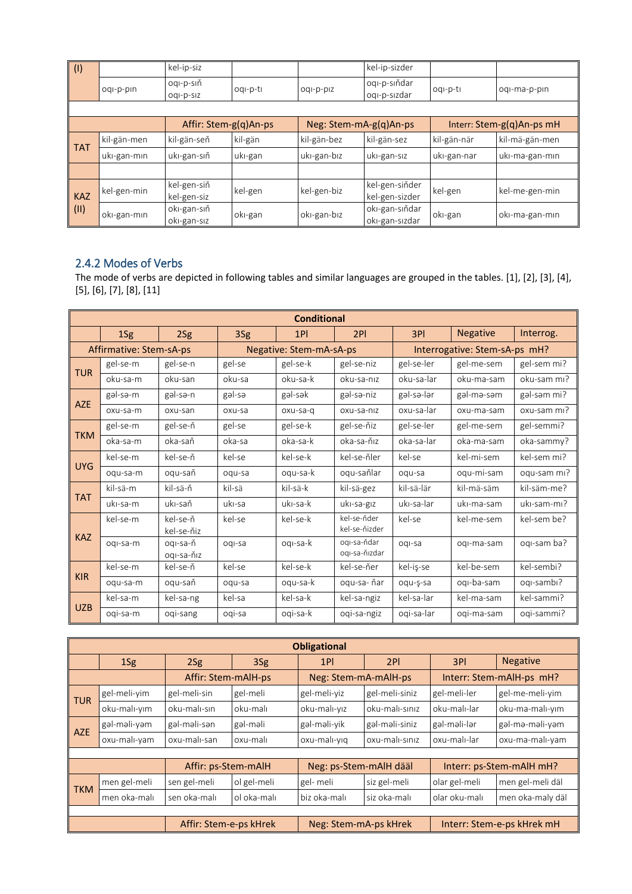| (I) | | kel-ip-siz | | | kel-ip-sizder | | |
|---|---|---|---|---|---|---|---|
| | oqı-p-pın | oqı-p-sıň<br>oqı-p-sız | oqı-p-tı | oqı-p-pız | oqı-p-sıňdar<br>oqı-p-sızdar | oqı-p-tı | oqı-ma-p-pın |
| | | | | | | | |
| | | Affir: Stem-g(q)An-ps | | Neg: Stem-mA-g(q)An-ps | | Interr: Stem-g(q)An-ps mH | |
| TAT | kil-gän-men | kil-gän-seň | kil-gän | kil-gän-bez | kil-gän-sez | kil-gän-när | kil-mä-gän-men |
| | ukı-gan-mın | ukı-gan-sıň | ukı-gan | ukı-gan-bız | ukı-gan-sız | ukı-gan-nar | ukı-ma-gan-mın |
| | | | | | | | |
| KAZ (II) | kel-gen-min | kel-gen-siň<br>kel-gen-siz | kel-gen | kel-gen-biz | kel-gen-siňder<br>kel-gen-sizder | kel-gen | kel-me-gen-min |
| | okı-gan-mın | okı-gan-sıň<br>okı-gan-sız | okı-gan | okı-gan-bız | okı-gan-sıňdar<br>okı-gan-sızdar | okı-gan | okı-ma-gan-mın |

### 2.4.2 Modes of Verbs

The mode of verbs are depicted in following tables and similar languages are grouped in the tables. [1], [2], [3], [4], [5], [6], [7], [8], [11]

| Conditional | | | | | | | | |
|---|---|---|---|---|---|---|---|---|
| | 1Sg | 2Sg | 3Sg | 1Pl | 2Pl | 3Pl | Negative | Interrog. |
| Affirmative: Stem-sA-ps | | | Negative: Stem-mA-sA-ps | | | Interrogative: Stem-sA-ps mH? | | |
| TUR | gel-se-m | gel-se-n | gel-se | gel-se-k | gel-se-niz | gel-se-ler | gel-me-sem | gel-sem mi? |
| | oku-sa-m | oku-san | oku-sa | oku-sa-k | oku-sa-nız | oku-sa-lar | oku-ma-sam | oku-sam mı? |
| AZE | gəl-sə-m | gəl-sə-n | gəl-sə | gəl-sək | gəl-sə-niz | gəl-sə-lər | gəl-mə-səm | gəl-səm mi? |
| | oxu-sa-m | oxu-san | oxu-sa | oxu-sa-q | oxu-sa-nız | oxu-sa-lar | oxu-ma-sam | oxu-sam mı? |
| TKM | gel-se-m | gel-se-ň | gel-se | gel-se-k | gel-se-ňiz | gel-se-ler | gel-me-sem | gel-semmi? |
| | oka-sa-m | oka-saň | oka-sa | oka-sa-k | oka-sa-ňız | oka-sa-lar | oka-ma-sam | oka-sammy? |
| UYG | kel-se-m | kel-se-ň | kel-se | kel-se-k | kel-se-ňler | kel-se | kel-mi-sem | kel-sem mi? |
| | oqu-sa-m | oqu-saň | oqu-sa | oqu-sa-k | oqu-saňlar | oqu-sa | oqu-mi-sam | oqu-sam mı? |
| TAT | kil-sä-m | kil-sä-ň | kil-sä | kil-sä-k | kil-sä-gez | kil-sä-lär | kil-mä-säm | kil-säm-me? |
| | ukı-sa-m | ukı-saň | ukı-sa | ukı-sa-k | ukı-sa-gız | ukı-sa-lar | ukı-ma-sam | ukı-sam-mı? |
| KAZ | kel-se-m | kel-se-ň<br>kel-se-ňiz | kel-se | kel-se-k | kel-se-ňder<br>kel-se-ňizder | kel-se | kel-me-sem | kel-sem be? |
| | oqı-sa-m | oqı-sa-ň<br>oqı-sa-ňiz | oqı-sa | oqı-sa-k | oqı-sa-ňdar<br>oqı-sa-ňızdar | oqı-sa | oqı-ma-sam | oqı-sam ba? |
| KIR | kel-se-m | kel-se-ň | kel-se | kel-se-k | kel-se-ňer | kel-iş-se | kel-be-sem | kel-sembi? |
| | oqu-sa-m | oqu-saň | oqu-sa | oqu-sa-k | oqu-sa- ňar | oqu-ş-sa | oqı-ba-sam | oqı-sambı? |
| UZB | kel-sa-m | kel-sa-ng | kel-sa | kel-sa-k | kel-sa-ngiz | kel-sa-lar | kel-ma-sam | kel-sammi? |
| | oqi-sa-m | oqi-sang | oqi-sa | oqi-sa-k | oqi-sa-ngiz | oqi-sa-lar | oqi-ma-sam | oqi-sammi? |

| Obligational | | | | | | | |
|---|---|---|---|---|---|---|---|
| | 1Sg | 2Sg | 3Sg | 1Pl | 2Pl | 3Pl | Negative |
| | | Affir: Stem-mAlH-ps | | Neg: Stem-mA-mAlH-ps | | Interr: Stem-mAlH-ps mH? | |
| TUR | gel-meli-yim | gel-meli-sin | gel-meli | gel-meli-yiz | gel-meli-siniz | gel-meli-ler | gel-me-meli-yim |
| | oku-malı-yım | oku-malı-sın | oku-malı | oku-malı-yız | oku-malı-sınız | oku-malı-lar | oku-ma-malı-yım |
| AZE | gəl-məli-yəm | gəl-məli-sən | gəl-məli | gəl-məli-yik | gəl-məli-siniz | gəl-məli-lər | gəl-mə-məli-yəm |
| | oxu-malı-yam | oxu-malı-san | oxu-malı | oxu-malı-yıq | oxu-malı-sınız | oxu-malı-lar | oxu-ma-malı-yam |
| | | | | | | | |
| | | Affir: ps-Stem-mAlH | | Neg: ps-Stem-mAlH dääl | | Interr: ps-Stem-mAlH mH? | |
| TKM | men gel-meli | sen gel-meli | ol gel-meli | gel- meli | siz gel-meli | olar gel-meli | men gel-meli däl |
| | men oka-malı | sen oka-malı | ol oka-malı | biz oka-malı | siz oka-malı | olar oku-malı | men oka-maly däl |
| | | | | | | | |
| | | Affir: Stem-e-ps kHrek | | Neg: Stem-mA-ps kHrek | | Interr: Stem-e-ps kHrek mH | |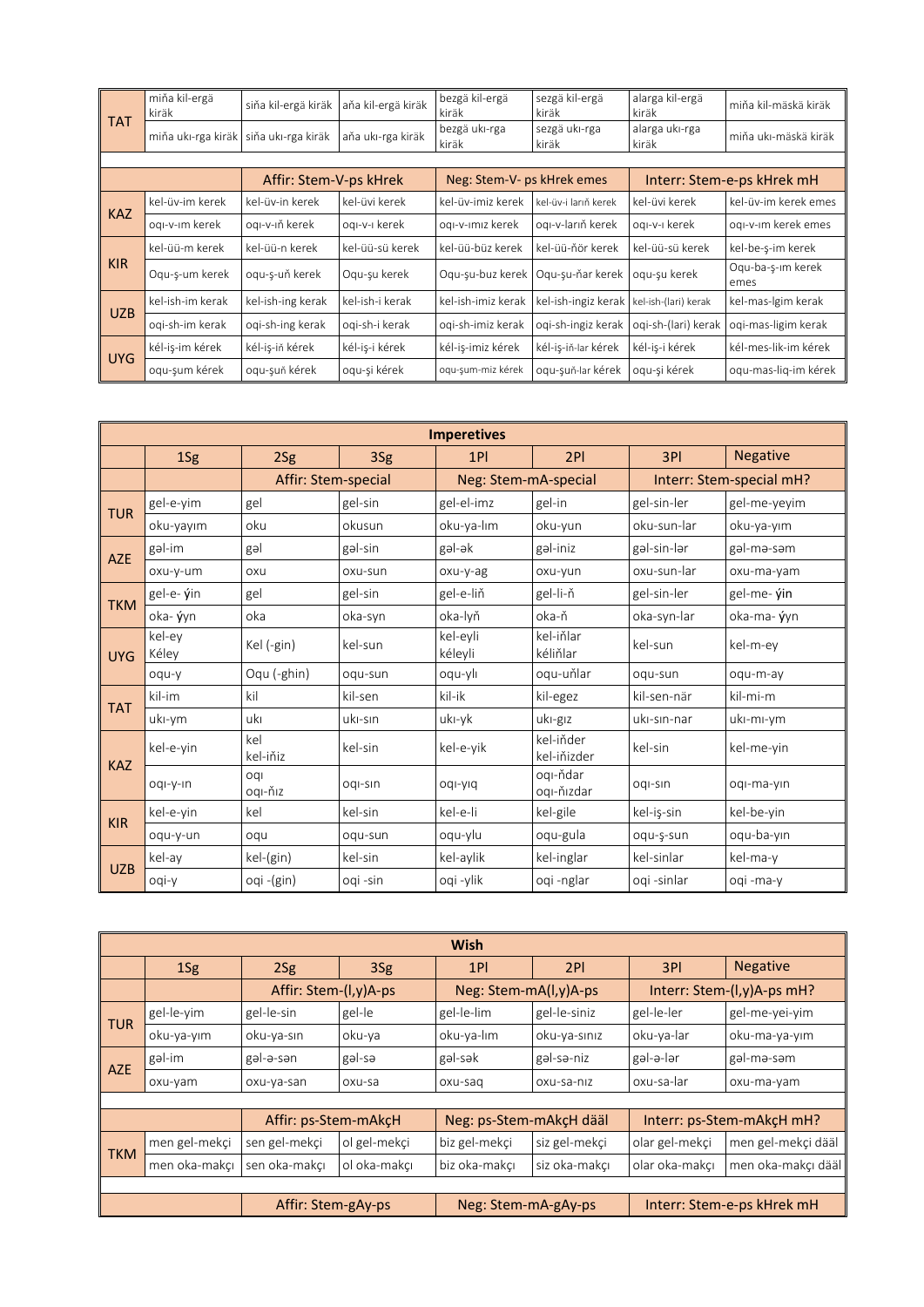| | | | | | | | |
|---|---|---|---|---|---|---|---|
| TAT | miňa kil-ergä kiräk | siňa kil-ergä kiräk | aňa kil-ergä kiräk | bezgä kil-ergä kiräk | sezgä kil-ergä kiräk | alarga kil-ergä kiräk | miňa kil-mäskä kiräk |
| | miňa ukı-rga kiräk | siňa ukı-rga kiräk | aňa ukı-rga kiräk | bezgä ukı-rga kiräk | sezgä ukı-rga kiräk | alarga ukı-rga kiräk | miňa ukı-mäskä kiräk |
| | | | | | | | |
| | | Affir: Stem-V-ps kHrek | | Neg: Stem-V- ps kHrek emes | | Interr: Stem-e-ps kHrek mH | |
| KAZ | kel-üv-im kerek | kel-üv-in kerek | kel-üvi kerek | kel-üv-imiz kerek | kel-üv-i larıň kerek | kel-üvi kerek | kel-üv-im kerek emes |
| | oqı-v-ım kerek | oqı-v-ıň kerek | oqı-v-ı kerek | oqı-v-ımız kerek | oqı-v-larıň kerek | oqı-v-ı kerek | oqı-v-ım kerek emes |
| KIR | kel-üü-m kerek | kel-üü-n kerek | kel-üü-sü kerek | kel-üü-büz kerek | kel-üü-ňör kerek | kel-üü-sü kerek | kel-be-ş-im kerek |
| | Oqu-ş-um kerek | oqu-ş-uň kerek | Oqu-şu kerek | Oqu-şu-buz kerek | Oqu-şu-ňar kerek | oqu-şu kerek | Oqu-ba-ş-ım kerek emes |
| UZB | kel-ish-im kerak | kel-ish-ing kerak | kel-ish-i kerak | kel-ish-imiz kerak | kel-ish-ingiz kerak | kel-ish-(lari) kerak | kel-mas-lgim kerak |
| | oqi-sh-im kerak | oqi-sh-ing kerak | oqi-sh-i kerak | oqi-sh-imiz kerak | oqi-sh-ingiz kerak | oqi-sh-(lari) kerak | oqi-mas-ligim kerak |
| UYG | kél-iş-im kérek | kél-iş-iň kérek | kél-iş-i kérek | kél-iş-imiz kérek | kél-iş-iň-lar kérek | kél-iş-i kérek | kél-mes-lik-im kérek |
| | oqu-şum kérek | oqu-şuň kérek | oqu-şi kérek | oqu-şum-miz kérek | oqu-şuň-lar kérek | oqu-şi kérek | oqu-mas-liq-im kérek |

| Imperetives | | | | | | | |
|---|---|---|---|---|---|---|---|
| | 1Sg | 2Sg | 3Sg | 1Pl | 2Pl | 3Pl | Negative |
| | | Affir: Stem-special | | Neg: Stem-mA-special | | Interr: Stem-special mH? | |
| TUR | gel-e-yim | gel | gel-sin | gel-el-imz | gel-in | gel-sin-ler | gel-me-yeyim |
| | oku-yayım | oku | okusun | oku-ya-lım | oku-yun | oku-sun-lar | oku-ya-yım |
| AZE | gəl-im | gəl | gəl-sin | gəl-ək | gəl-iniz | gəl-sin-lər | gəl-mə-səm |
| | oxu-y-um | oxu | oxu-sun | oxu-y-ag | oxu-yun | oxu-sun-lar | oxu-ma-yam |
| TKM | gel-e- ýin | gel | gel-sin | gel-e-liň | gel-li-ň | gel-sin-ler | gel-me- ýin |
| | oka- ýyn | oka | oka-syn | oka-lyň | oka-ň | oka-syn-lar | oka-ma- ýyn |
| UYG | kel-ey Kéley | Kel (-gin) | kel-sun | kel-eyli kéleyli | kel-iňlar kéliňlar | kel-sun | kel-m-ey |
| | oqu-y | Oqu (-ghin) | oqu-sun | oqu-ylı | oqu-uňlar | oqu-sun | oqu-m-ay |
| TAT | kil-im | kil | kil-sen | kil-ik | kil-egez | kil-sen-när | kil-mi-m |
| | ukı-ym | ukı | ukı-sın | ukı-yk | ukı-gız | ukı-sın-nar | ukı-mı-ym |
| KAZ | kel-e-yin | kel kel-iňiz | kel-sin | kel-e-yik | kel-iňder kel-iňizder | kel-sin | kel-me-yin |
| | oqı-y-ın | oqı oqı-ňız | oqı-sın | oqı-yıq | oqı-ňdar oqı-ňızdar | oqı-sın | oqı-ma-yın |
| KIR | kel-e-yin | kel | kel-sin | kel-e-li | kel-gile | kel-iş-sin | kel-be-yin |
| | oqu-y-un | oqu | oqu-sun | oqu-ylu | oqu-gula | oqu-ş-sun | oqu-ba-yın |
| UZB | kel-ay | kel-(gin) | kel-sin | kel-aylik | kel-inglar | kel-sinlar | kel-ma-y |
| | oqi-y | oqi -(gin) | oqi -sin | oqi -ylik | oqi -nglar | oqi -sinlar | oqi -ma-y |

| Wish | | | | | | | |
|---|---|---|---|---|---|---|---|
| | 1Sg | 2Sg | 3Sg | 1Pl | 2Pl | 3Pl | Negative |
| | | Affir: Stem-(l,y)A-ps | | Neg: Stem-mA(l,y)A-ps | | Interr: Stem-(l,y)A-ps mH? | |
| TUR | gel-le-yim | gel-le-sin | gel-le | gel-le-lim | gel-le-siniz | gel-le-ler | gel-me-yei-yim |
| | oku-ya-yım | oku-ya-sın | oku-ya | oku-ya-lım | oku-ya-sınız | oku-ya-lar | oku-ma-ya-yım |
| AZE | gəl-im | gəl-ə-sən | gəl-sə | gəl-sək | gəl-sə-niz | gəl-ə-lər | gəl-mə-səm |
| | oxu-yam | oxu-ya-san | oxu-sa | oxu-saq | oxu-sa-nız | oxu-sa-lar | oxu-ma-yam |
| | | | | | | | |
| | | Affir: ps-Stem-mAkçH | | Neg: ps-Stem-mAkçH sääl | | Interr: ps-Stem-mAkçH mH? | |
| TKM | men gel-mekçi | sen gel-mekçi | ol gel-mekçi | biz gel-mekçi | siz gel-mekçi | olar gel-mekçi | men gel-mekçi sääl |
| | men oka-makçı | sen oka-makçı | ol oka-makçı | biz oka-makçı | siz oka-makçı | olar oka-makçı | men oka-makçı sääl |
| | | | | | | | |
| | | Affir: Stem-gAy-ps | | Neg: Stem-mA-gAy-ps | | Interr: Stem-e-ps kHrek mH | |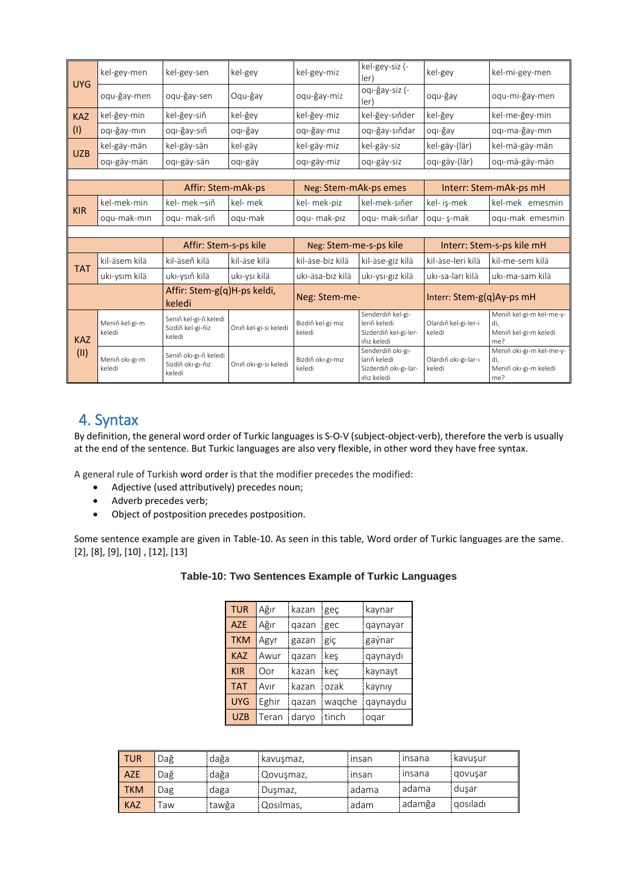| | | | | | | | |
|---|---|---|---|---|---|---|---|
| UYG | kel-gey-men | kel-gey-sen | kel-gey | kel-gey-miz | kel-gey-siz (-ler) | kel-gey | kel-mi-gey-men |
| | oqu-ğay-men | oqu-ğay-sen | Oqu-ğay | oqu-ğay-miz | oqı-ğay-siz (-ler) | oqu-ğay | oqu-mi-ğay-men |
| KAZ (I) | kel-ğey-min | kel-ğey-siň | kel-ğey | kel-ğey-miz | kel-ğey-siňder | kel-ğey | kel-me-ğey-min |
| | oqı-ğay-mın | oqı-ğay-sıň | oqı-ğay | oqı-ğay-mız | oqı-ğay-sıňdar | oqı-ğay | oqı-ma-ğay-mın |
| UZB | kel-gäy-män | kel-gäy-sän | kel-gäy | kel-gäy-miz | kel-gäy-siz | kel-gäy-(lär) | kel-mä-gäy-män |
| | oqı-gäy-män | oqı-gäy-sän | oqı-gäy | oqı-gäy-miz | oqı-gäy-siz | oqı-gäy-(lär) | oqı-mä-gäy-män |
| | | Affir: Stem-mAk-ps | | Neg: Stem-mAk-ps emes | | Interr: Stem-mAk-ps mH | |
| KIR | kel-mek-min | kel- mek –siň | kel- mek | kel- mek-piz | kel-mek-sıňer | kel- iş-mek | kel-mek emesmin |
| | oqu-mak-mın | oqu- mak-sıň | oqu-mak | oqu- mak-pız | oqu- mak-sıňar | oqu- ş-mak | oqu-mak emesmin |
| | | Affir: Stem-s-ps kile | | Neg: Stem-me-s-ps kile | | Interr: Stem-s-ps kile mH | |
| TAT | kil-äsem kilä | kil-äseň kilä | kil-äse kilä | kil-äse-biz kilä | kil-äse-giz kilä | kil-äse-leri kilä | kil-me-sem kilä |
| | ukı-ysım kilä | ukı-ysıň kilä | ukı-ysı kilä | ukı-äsa-bız kilä | ukı-ysı-gız kilä | ukı-sa-ları kilä | ukı-ma-sam kilä |
| | | Affir: Stem-g(q)H-ps keldi, keledi | | Neg: Stem-me- | | Interr: Stem-g(q)Ay-ps mH | |
| KAZ (II) | Meniň kel-gi-m keledi | Seniň kel-gi-ň keledi Sizdiň kel-gi-ňiz keledi | Onıň kel-gi-si keledi | Bizdiň kel-gi-miz keledi | Senderdiň kel-gi-leriň keledi Sizderdiň kel-gi-ler-iňiz keledi | Olardıň kel-gi-ler-i keledi | Meniň kel-gi-m kel-me-y-di, Meniň kel-gi-m keledi me? |
| | Meniň okı-gı-m keledi | Seniň okı-gı-ň keledi Sizdiň okı-gı-ňiz keledi | Onıň okı-gı-sı keledi | Bizdiň okı-gı-mız keledi | Senderdiň okı-gı-larıň keledi Sizderdiň okı-gı-lar-ıňız keledi | Olardıň okı-gı-lar-ı keledi | Meniň okı-gı-m kel-me-y-di, Meniň okı-gı-m keledi me? |

## 4. Syntax

By definition, the general word order of Turkic languages is S-O-V (subject-object-verb), therefore the verb is usually at the end of the sentence. But Turkic languages are also very flexible, in other word they have free syntax.

A general rule of Turkish word order is that the modifier precedes the modified:

- Adjective (used attributively) precedes noun;
- Adverb precedes verb;
- Object of postposition precedes postposition.

Some sentence example are given in Table-10. As seen in this table, Word order of Turkic languages are the same. [2], [8], [9], [10] , [12], [13]

**Table-10: Two Sentences Example of Turkic Languages**

| | | | | |
|---|---|---|---|---|
| TUR | Ağır | kazan | geç | kaynar |
| AZE | Ağır | qazan | gec | qaynayar |
| TKM | Agyr | gazan | giç | gaýnar |
| KAZ | Awur | qazan | keş | qaynaydı |
| KIR | Oor | kazan | keç | kaynayt |
| TAT | Avır | kazan | ozak | kaynıy |
| UYG | Eghir | qazan | waqche | qaynaydu |
| UZB | Teran | daryo | tinch | oqar |

| | | | | | | |
|---|---|---|---|---|---|---|
| TUR | Dağ | dağa | kavuşmaz, | insan | insana | kavuşur |
| AZE | Dağ | dağa | Qovuşmaz, | insan | insana | qovuşar |
| TKM | Dag | daga | Duşmaz, | adama | adama | duşar |
| KAZ | Taw | tawğa | Qosılmas, | adam | adamğa | qosıladı |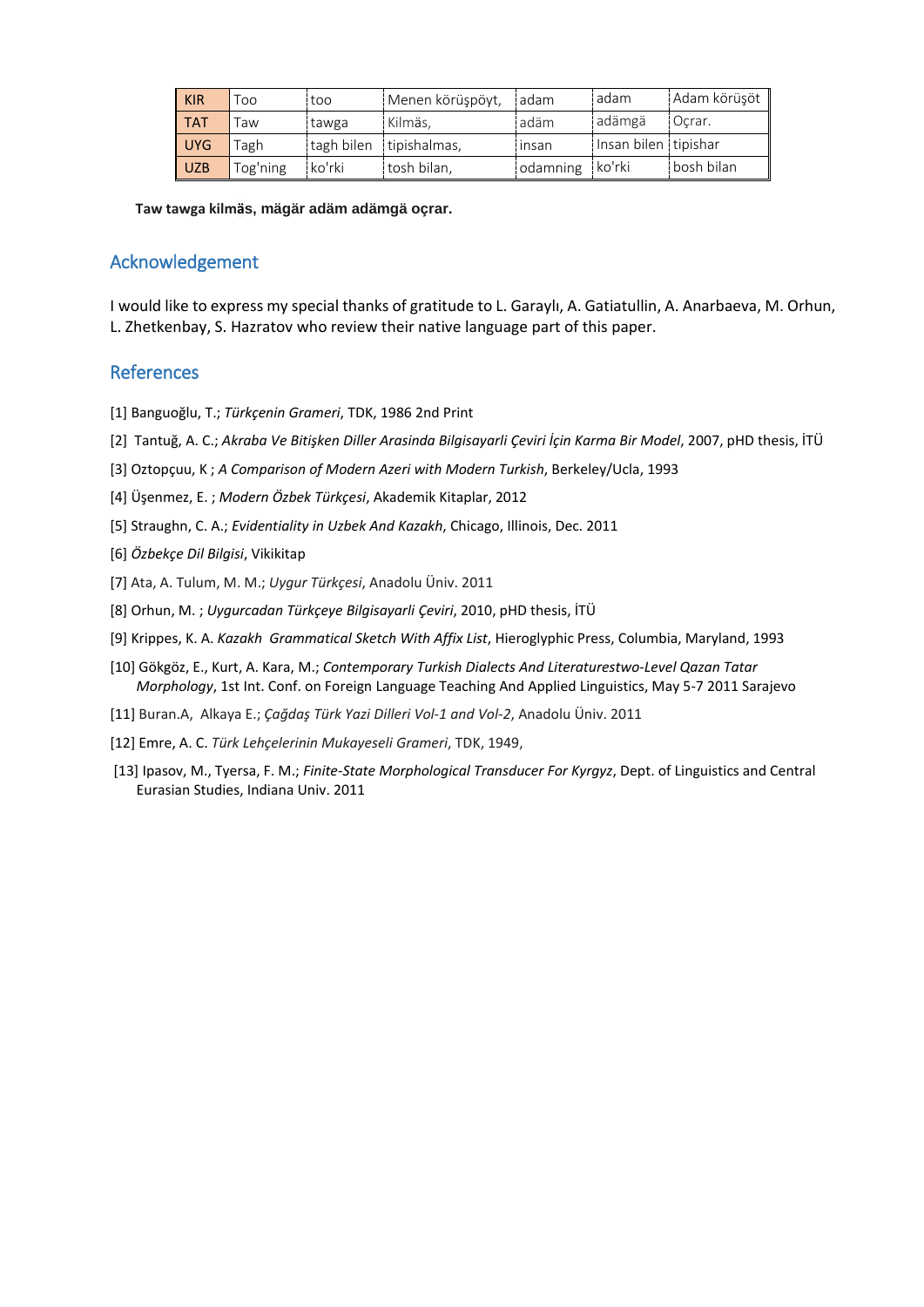| | | | | | | |
|---|---|---|---|---|---|---|
| KIR | Too | too | Menen körüşpöyt, | adam | adam | Adam körüşöt |
| TAT | Taw | tawga | Kilmäs, | adäm | adämgä | Oçrar. |
| UYG | Tagh | tagh bilen | tipishalmas, | insan | Insan bilen | tipishar |
| UZB | Tog'ning | ko'rki | tosh bilan, | odamning | ko'rki | bosh bilan |

**Taw tawga kilmäs, mägär adäm adämgä oçrar.**

## Acknowledgement

I would like to express my special thanks of gratitude to L. Garaylı, A. Gatiatullin, A. Anarbaeva, M. Orhun, L. Zhetkenbay, S. Hazratov who review their native language part of this paper.

## References

[1] Banguoğlu, T.; *Türkçenin Grameri*, TDK, 1986 2nd Print

[2] Tantuğ, A. C.; *Akraba Ve Bitişken Diller Arasinda Bilgisayarli Çeviri İçin Karma Bir Model*, 2007, pHD thesis, İTÜ

[3] Oztopçuu, K ; *A Comparison of Modern Azeri with Modern Turkish*, Berkeley/Ucla, 1993

[4] Üşenmez, E. ; *Modern Özbek Türkçesi*, Akademik Kitaplar, 2012

[5] Straughn, C. A.; *Evidentiality in Uzbek And Kazakh*, Chicago, Illinois, Dec. 2011

[6] *Özbekçe Dil Bilgisi*, Vikikitap

[7] Ata, A. Tulum, M. M.; *Uygur Türkçesi*, Anadolu Üniv. 2011

[8] Orhun, M. ; *Uygurcadan Türkçeye Bilgisayarli Çeviri*, 2010, pHD thesis, İTÜ

[9] Krippes, K. A. *Kazakh Grammatical Sketch With Affix List*, Hieroglyphic Press, Columbia, Maryland, 1993

[10] Gökgöz, E., Kurt, A. Kara, M.; *Contemporary Turkish Dialects And Literaturestwo-Level Qazan Tatar Morphology*, 1st Int. Conf. on Foreign Language Teaching And Applied Linguistics, May 5-7 2011 Sarajevo

[11] Buran.A, Alkaya E.; *Çağdaş Türk Yazi Dilleri Vol-1 and Vol-2*, Anadolu Üniv. 2011

[12] Emre, A. C. *Türk Lehçelerinin Mukayeseli Grameri*, TDK, 1949,

[13] Ipasov, M., Tyersa, F. M.; *Finite-State Morphological Transducer For Kyrgyz*, Dept. of Linguistics and Central Eurasian Studies, Indiana Univ. 2011